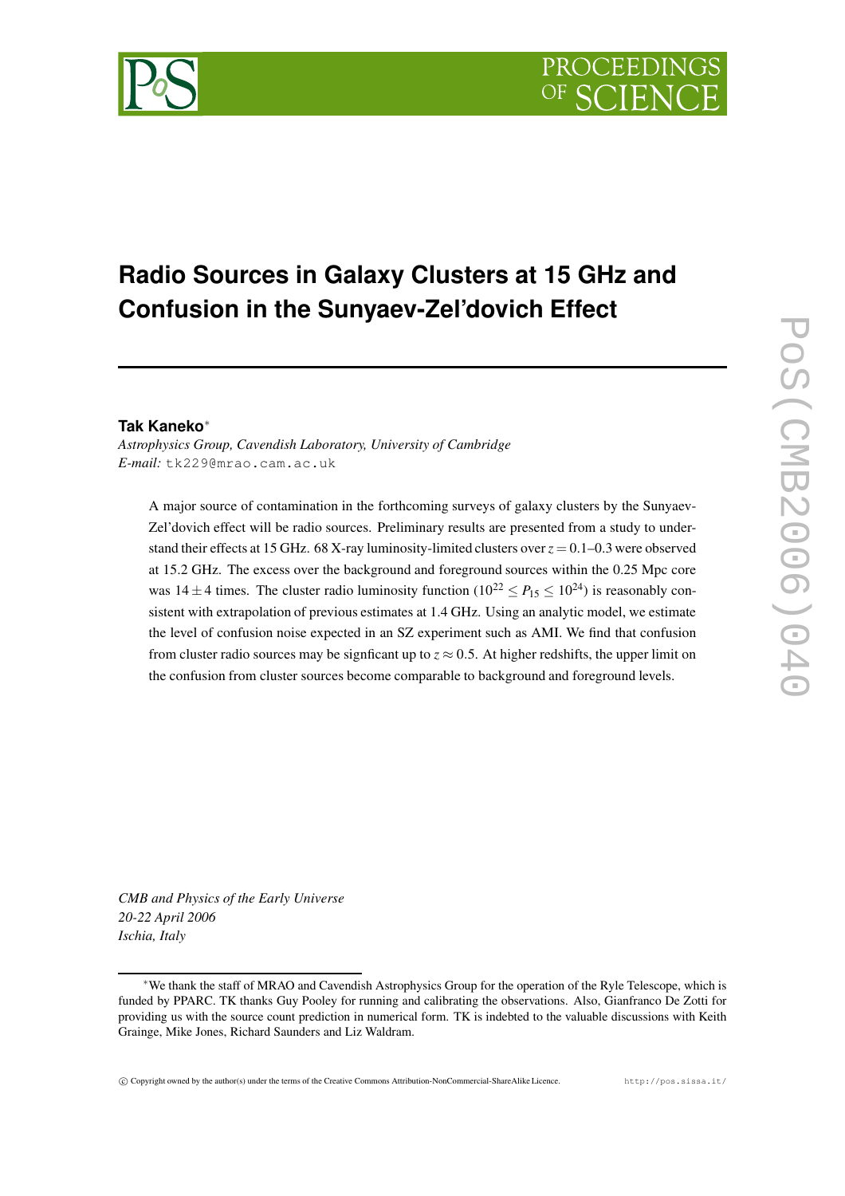# Radio Sources in Galaxy Clusters at 15 GHz and Confusion in the Sunyaev-Zel'dovich Effect

**Tak Kaneko***

*Astrophysics Group, Cavendish Laboratory, University of Cambridge*
*E-mail:* tk229@mrao.cam.ac.uk

A major source of contamination in the forthcoming surveys of galaxy clusters by the Sunyaev-Zel'dovich effect will be radio sources. Preliminary results are presented from a study to understand their effects at 15 GHz. 68 X-ray luminosity-limited clusters over $z = 0.1$–$0.3$ were observed at 15.2 GHz. The excess over the background and foreground sources within the 0.25 Mpc core was $14 \pm 4$ times. The cluster radio luminosity function ($10^{22} \leq P_{15} \leq 10^{24}$) is reasonably consistent with extrapolation of previous estimates at 1.4 GHz. Using an analytic model, we estimate the level of confusion noise expected in an SZ experiment such as AMI. We find that confusion from cluster radio sources may be signficant up to $z \approx 0.5$. At higher redshifts, the upper limit on the confusion from cluster sources become comparable to background and foreground levels.

*CMB and Physics of the Early Universe*
*20-22 April 2006*
*Ischia, Italy*

*We thank the staff of MRAO and Cavendish Astrophysics Group for the operation of the Ryle Telescope, which is funded by PPARC. TK thanks Guy Pooley for running and calibrating the observations. Also, Gianfranco De Zotti for providing us with the source count prediction in numerical form. TK is indebted to the valuable discussions with Keith Grainge, Mike Jones, Richard Saunders and Liz Waldram.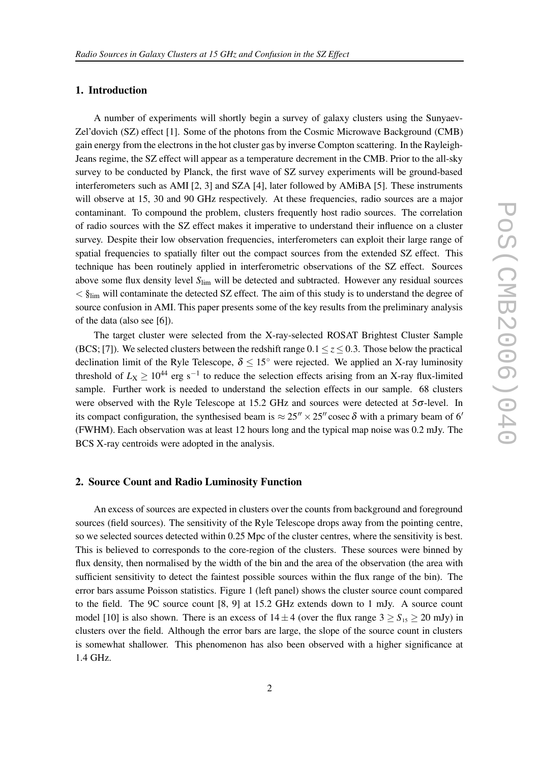## 1. Introduction

A number of experiments will shortly begin a survey of galaxy clusters using the Sunyaev-Zel'dovich (SZ) effect [1]. Some of the photons from the Cosmic Microwave Background (CMB) gain energy from the electrons in the hot cluster gas by inverse Compton scattering. In the Rayleigh-Jeans regime, the SZ effect will appear as a temperature decrement in the CMB. Prior to the all-sky survey to be conducted by Planck, the first wave of SZ survey experiments will be ground-based interferometers such as AMI [2, 3] and SZA [4], later followed by AMiBA [5]. These instruments will observe at 15, 30 and 90 GHz respectively. At these frequencies, radio sources are a major contaminant. To compound the problem, clusters frequently host radio sources. The correlation of radio sources with the SZ effect makes it imperative to understand their influence on a cluster survey. Despite their low observation frequencies, interferometers can exploit their large range of spatial frequencies to spatially filter out the compact sources from the extended SZ effect. This technique has been routinely applied in interferometric observations of the SZ effect. Sources above some flux density level $S_{\rm lim}$ will be detected and subtracted. However any residual sources $< \S_{\rm lim}$ will contaminate the detected SZ effect. The aim of this study is to understand the degree of source confusion in AMI. This paper presents some of the key results from the preliminary analysis of the data (also see [6]).

The target cluster were selected from the X-ray-selected ROSAT Brightest Cluster Sample (BCS; [7]). We selected clusters between the redshift range $0.1 \leq z \leq 0.3$. Those below the practical declination limit of the Ryle Telescope, $\delta \leq 15^{\circ}$ were rejected. We applied an X-ray luminosity threshold of $L_{\rm X} \geq 10^{44}$ erg s$^{-1}$ to reduce the selection effects arising from an X-ray flux-limited sample. Further work is needed to understand the selection effects in our sample. 68 clusters were observed with the Ryle Telescope at 15.2 GHz and sources were detected at $5\sigma$-level. In its compact configuration, the synthesised beam is $\approx 25'' \times 25'' \,\mathrm{cosec}\, \delta$ with a primary beam of $6'$ (FWHM). Each observation was at least 12 hours long and the typical map noise was 0.2 mJy. The BCS X-ray centroids were adopted in the analysis.

## 2. Source Count and Radio Luminosity Function

An excess of sources are expected in clusters over the counts from background and foreground sources (field sources). The sensitivity of the Ryle Telescope drops away from the pointing centre, so we selected sources detected within 0.25 Mpc of the cluster centres, where the sensitivity is best. This is believed to corresponds to the core-region of the clusters. These sources were binned by flux density, then normalised by the width of the bin and the area of the observation (the area with sufficient sensitivity to detect the faintest possible sources within the flux range of the bin). The error bars assume Poisson statistics. Figure 1 (left panel) shows the cluster source count compared to the field. The 9C source count [8, 9] at 15.2 GHz extends down to 1 mJy. A source count model [10] is also shown. There is an excess of $14 \pm 4$ (over the flux range $3 \geq S_{15} \geq 20$ mJy) in clusters over the field. Although the error bars are large, the slope of the source count in clusters is somewhat shallower. This phenomenon has also been observed with a higher significance at 1.4 GHz.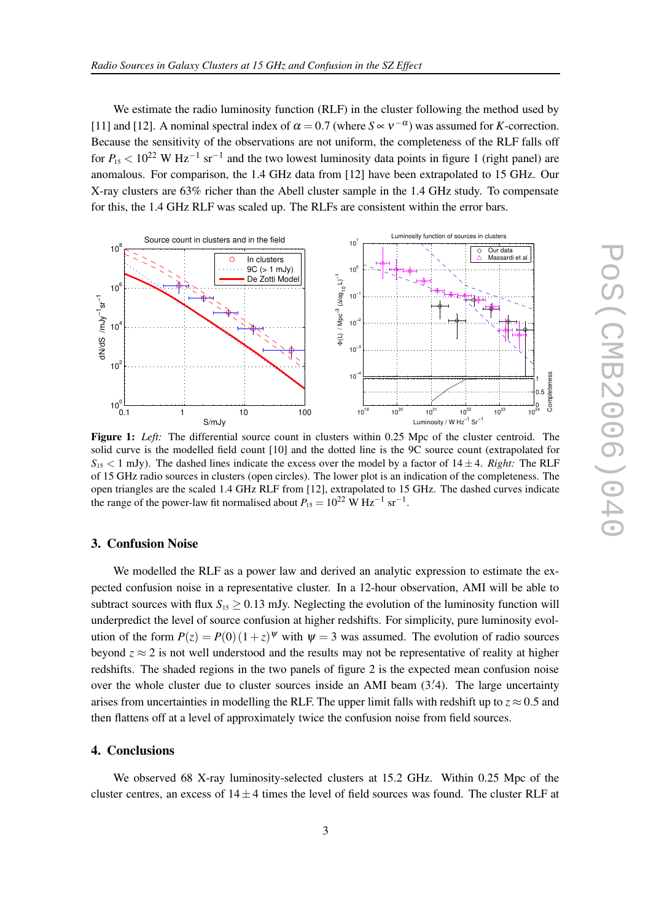We estimate the radio luminosity function (RLF) in the cluster following the method used by [11] and [12]. A nominal spectral index of $\alpha = 0.7$ (where $S \propto \nu^{-\alpha}$) was assumed for $K$-correction. Because the sensitivity of the observations are not uniform, the completeness of the RLF falls off for $P_{15} < 10^{22}$ W Hz$^{-1}$ sr$^{-1}$ and the two lowest luminosity data points in figure 1 (right panel) are anomalous. For comparison, the 1.4 GHz data from [12] have been extrapolated to 15 GHz. Our X-ray clusters are 63% richer than the Abell cluster sample in the 1.4 GHz study. To compensate for this, the 1.4 GHz RLF was scaled up. The RLFs are consistent within the error bars.

**Figure 1:** *Left:* The differential source count in clusters within 0.25 Mpc of the cluster centroid. The solid curve is the modelled field count [10] and the dotted line is the 9C source count (extrapolated for $S_{15} < 1$ mJy). The dashed lines indicate the excess over the model by a factor of $14 \pm 4$. *Right:* The RLF of 15 GHz radio sources in clusters (open circles). The lower plot is an indication of the completeness. The open triangles are the scaled 1.4 GHz RLF from [12], extrapolated to 15 GHz. The dashed curves indicate the range of the power-law fit normalised about $P_{15} = 10^{22}$ W Hz$^{-1}$ sr$^{-1}$.

## 3. Confusion Noise

We modelled the RLF as a power law and derived an analytic expression to estimate the expected confusion noise in a representative cluster. In a 12-hour observation, AMI will be able to subtract sources with flux $S_{15} \geq 0.13$ mJy. Neglecting the evolution of the luminosity function will underpredict the level of source confusion at higher redshifts. For simplicity, pure luminosity evolution of the form $P(z) = P(0)\,(1+z)^{\psi}$ with $\psi = 3$ was assumed. The evolution of radio sources beyond $z \approx 2$ is not well understood and the results may not be representative of reality at higher redshifts. The shaded regions in the two panels of figure 2 is the expected mean confusion noise over the whole cluster due to cluster sources inside an AMI beam ($3\overset{\prime}{.}4$). The large uncertainty arises from uncertainties in modelling the RLF. The upper limit falls with redshift up to $z \approx 0.5$ and then flattens off at a level of approximately twice the confusion noise from field sources.

## 4. Conclusions

We observed 68 X-ray luminosity-selected clusters at 15.2 GHz. Within 0.25 Mpc of the cluster centres, an excess of $14 \pm 4$ times the level of field sources was found. The cluster RLF at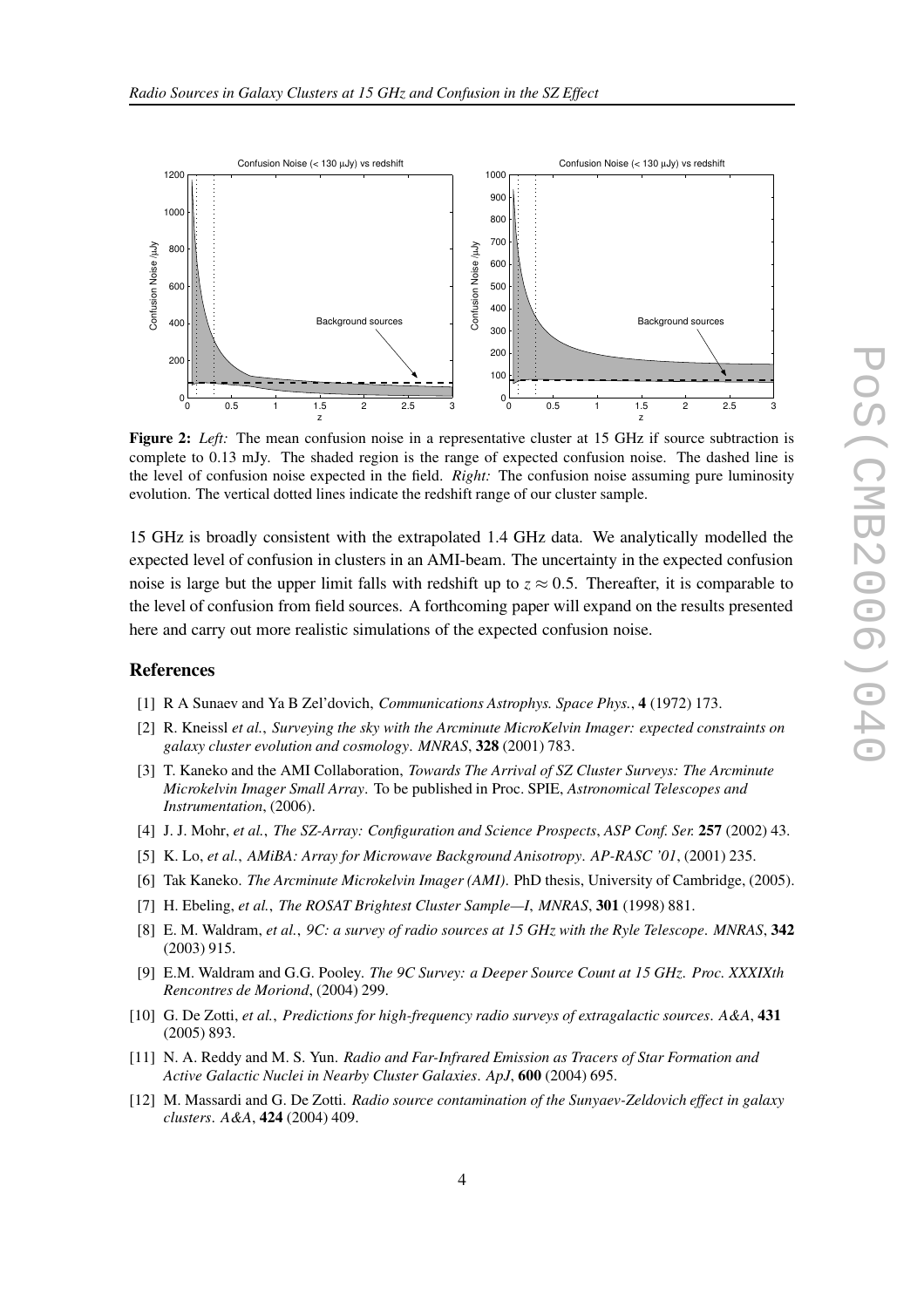Confusion Noise (< 130 μJy) vs redshift

Confusion Noise /μJy

z

Background sources

Confusion Noise (< 130 μJy) vs redshift

Confusion Noise /μJy

z

Background sources

**Figure 2:** *Left:* The mean confusion noise in a representative cluster at 15 GHz if source subtraction is complete to 0.13 mJy. The shaded region is the range of expected confusion noise. The dashed line is the level of confusion noise expected in the field. *Right:* The confusion noise assuming pure luminosity evolution. The vertical dotted lines indicate the redshift range of our cluster sample.

15 GHz is broadly consistent with the extrapolated 1.4 GHz data. We analytically modelled the expected level of confusion in clusters in an AMI-beam. The uncertainty in the expected confusion noise is large but the upper limit falls with redshift up to $z \approx 0.5$. Thereafter, it is comparable to the level of confusion from field sources. A forthcoming paper will expand on the results presented here and carry out more realistic simulations of the expected confusion noise.

## References

[1] R A Sunaev and Ya B Zel'dovich, *Communications Astrophys. Space Phys.*, **4** (1972) 173.

[2] R. Kneissl *et al.*, *Surveying the sky with the Arcminute MicroKelvin Imager: expected constraints on galaxy cluster evolution and cosmology*. *MNRAS*, **328** (2001) 783.

[3] T. Kaneko and the AMI Collaboration, *Towards The Arrival of SZ Cluster Surveys: The Arcminute Microkelvin Imager Small Array*. To be published in Proc. SPIE, *Astronomical Telescopes and Instrumentation*, (2006).

[4] J. J. Mohr, *et al.*, *The SZ-Array: Configuration and Science Prospects*, *ASP Conf. Ser.* **257** (2002) 43.

[5] K. Lo, *et al.*, *AMiBA: Array for Microwave Background Anisotropy*. *AP-RASC '01*, (2001) 235.

[6] Tak Kaneko. *The Arcminute Microkelvin Imager (AMI)*. PhD thesis, University of Cambridge, (2005).

[7] H. Ebeling, *et al.*, *The ROSAT Brightest Cluster Sample—I*, *MNRAS*, **301** (1998) 881.

[8] E. M. Waldram, *et al.*, *9C: a survey of radio sources at 15 GHz with the Ryle Telescope*. *MNRAS*, **342** (2003) 915.

[9] E.M. Waldram and G.G. Pooley. *The 9C Survey: a Deeper Source Count at 15 GHz. Proc. XXXIXth Rencontres de Moriond*, (2004) 299.

[10] G. De Zotti, *et al.*, *Predictions for high-frequency radio surveys of extragalactic sources*. *A&A*, **431** (2005) 893.

[11] N. A. Reddy and M. S. Yun. *Radio and Far-Infrared Emission as Tracers of Star Formation and Active Galactic Nuclei in Nearby Cluster Galaxies*. *ApJ*, **600** (2004) 695.

[12] M. Massardi and G. De Zotti. *Radio source contamination of the Sunyaev-Zeldovich effect in galaxy clusters*. *A&A*, **424** (2004) 409.